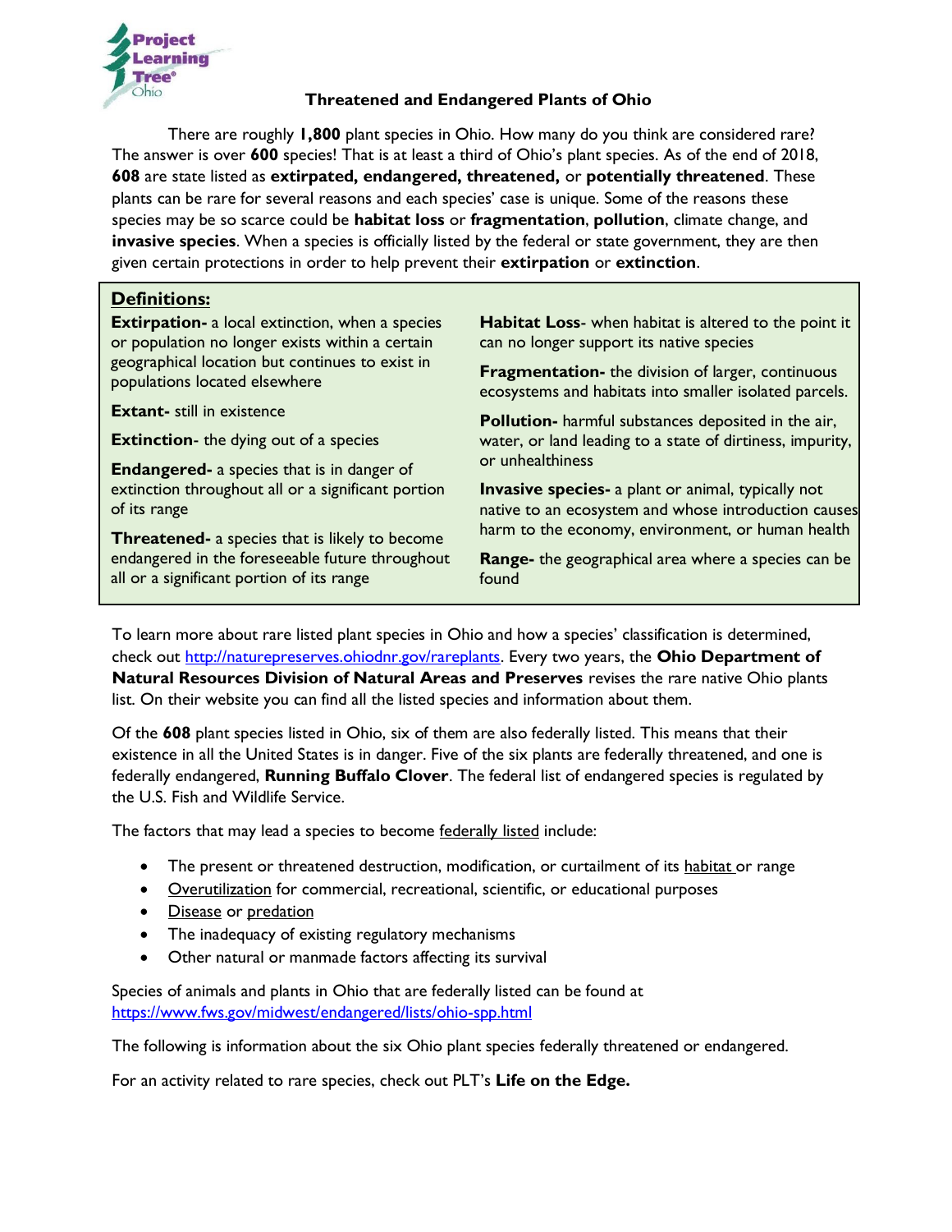# Threatened and Endangered Plants of Ohio

There are roughly **1,800** plant species in Ohio. How many do you think are considered rare? The answer is over **600** species! That is at least a third of Ohio's plant species. As of the end of 2018, **608** are state listed as **extirpated, endangered, threatened,** or **potentially threatened**. These plants can be rare for several reasons and each species' case is unique. Some of the reasons these species may be so scarce could be **habitat loss** or **fragmentation**, **pollution**, climate change, and **invasive species**. When a species is officially listed by the federal or state government, they are then given certain protections in order to help prevent their **extirpation** or **extinction**.

## Definitions:

**Extirpation-** a local extinction, when a species or population no longer exists within a certain geographical location but continues to exist in populations located elsewhere

**Extant-** still in existence

**Extinction**- the dying out of a species

**Endangered-** a species that is in danger of extinction throughout all or a significant portion of its range

**Threatened-** a species that is likely to become endangered in the foreseeable future throughout all or a significant portion of its range

**Habitat Loss**- when habitat is altered to the point it can no longer support its native species

**Fragmentation-** the division of larger, continuous ecosystems and habitats into smaller isolated parcels.

**Pollution-** harmful substances deposited in the air, water, or land leading to a state of dirtiness, impurity, or unhealthiness

**Invasive species-** a plant or animal, typically not native to an ecosystem and whose introduction causes harm to the economy, environment, or human health

**Range-** the geographical area where a species can be found

To learn more about rare listed plant species in Ohio and how a species' classification is determined, check out http://naturepreserves.ohiodnr.gov/rareplants. Every two years, the **Ohio Department of Natural Resources Division of Natural Areas and Preserves** revises the rare native Ohio plants list. On their website you can find all the listed species and information about them.

Of the **608** plant species listed in Ohio, six of them are also federally listed. This means that their existence in all the United States is in danger. Five of the six plants are federally threatened, and one is federally endangered, **Running Buffalo Clover**. The federal list of endangered species is regulated by the U.S. Fish and Wildlife Service.

The factors that may lead a species to become federally listed include:

- The present or threatened destruction, modification, or curtailment of its habitat or range
- Overutilization for commercial, recreational, scientific, or educational purposes
- Disease or predation
- The inadequacy of existing regulatory mechanisms
- Other natural or manmade factors affecting its survival

Species of animals and plants in Ohio that are federally listed can be found at https://www.fws.gov/midwest/endangered/lists/ohio-spp.html

The following is information about the six Ohio plant species federally threatened or endangered.

For an activity related to rare species, check out PLT's **Life on the Edge.**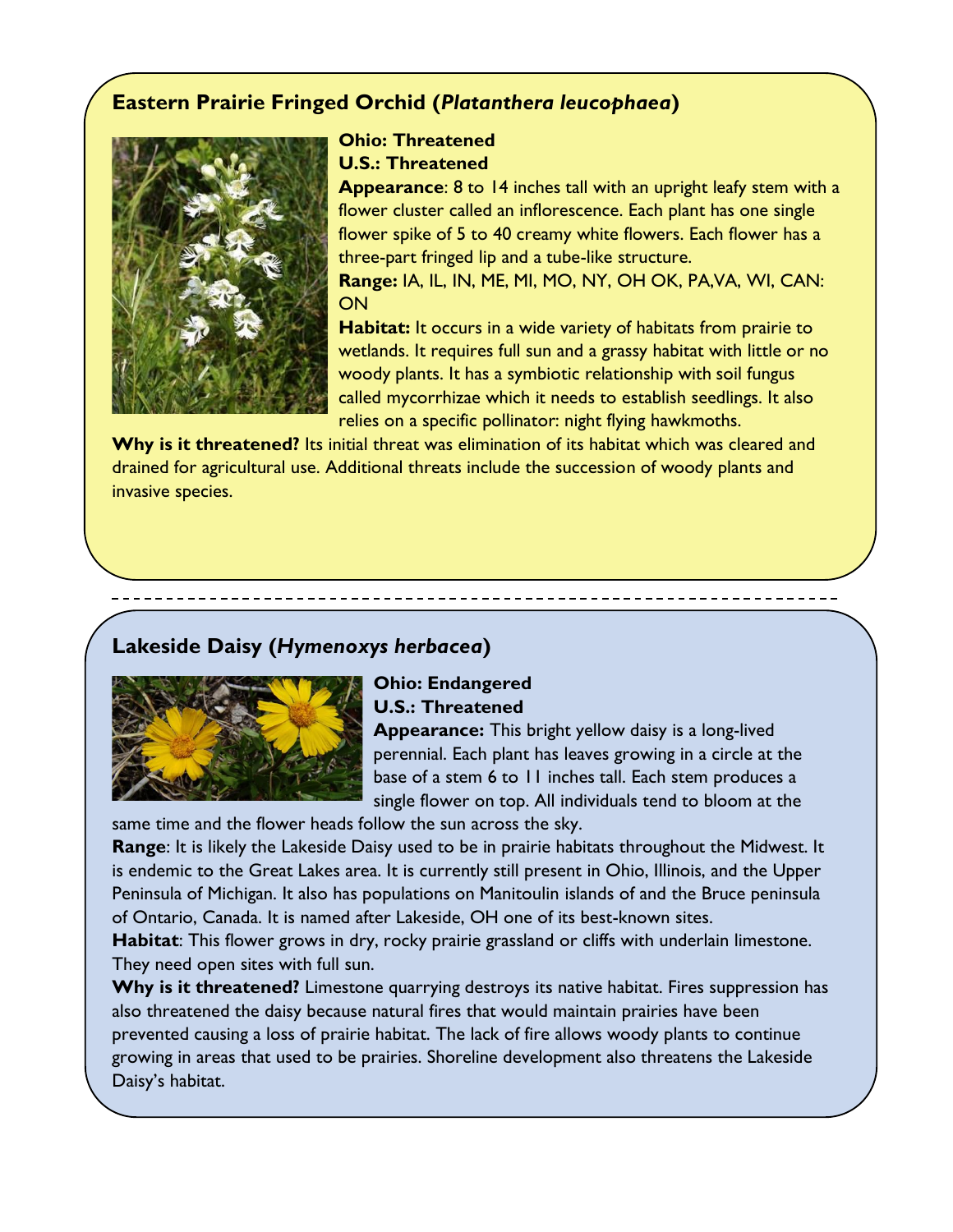## Eastern Prairie Fringed Orchid (*Platanthera leucophaea*)

**Ohio: Threatened**
**U.S.: Threatened**

**Appearance**: 8 to 14 inches tall with an upright leafy stem with a flower cluster called an inflorescence. Each plant has one single flower spike of 5 to 40 creamy white flowers. Each flower has a three-part fringed lip and a tube-like structure.

**Range:** IA, IL, IN, ME, MI, MO, NY, OH OK, PA,VA, WI, CAN: ON

**Habitat:** It occurs in a wide variety of habitats from prairie to wetlands. It requires full sun and a grassy habitat with little or no woody plants. It has a symbiotic relationship with soil fungus called mycorrhizae which it needs to establish seedlings. It also relies on a specific pollinator: night flying hawkmoths.

**Why is it threatened?** Its initial threat was elimination of its habitat which was cleared and drained for agricultural use. Additional threats include the succession of woody plants and invasive species.

---

## Lakeside Daisy (*Hymenoxys herbacea*)

**Ohio: Endangered**
**U.S.: Threatened**

**Appearance:** This bright yellow daisy is a long-lived perennial. Each plant has leaves growing in a circle at the base of a stem 6 to 11 inches tall. Each stem produces a single flower on top. All individuals tend to bloom at the same time and the flower heads follow the sun across the sky.

**Range**: It is likely the Lakeside Daisy used to be in prairie habitats throughout the Midwest. It is endemic to the Great Lakes area. It is currently still present in Ohio, Illinois, and the Upper Peninsula of Michigan. It also has populations on Manitoulin islands of and the Bruce peninsula of Ontario, Canada. It is named after Lakeside, OH one of its best-known sites.

**Habitat**: This flower grows in dry, rocky prairie grassland or cliffs with underlain limestone. They need open sites with full sun.

**Why is it threatened?** Limestone quarrying destroys its native habitat. Fires suppression has also threatened the daisy because natural fires that would maintain prairies have been prevented causing a loss of prairie habitat. The lack of fire allows woody plants to continue growing in areas that used to be prairies. Shoreline development also threatens the Lakeside Daisy's habitat.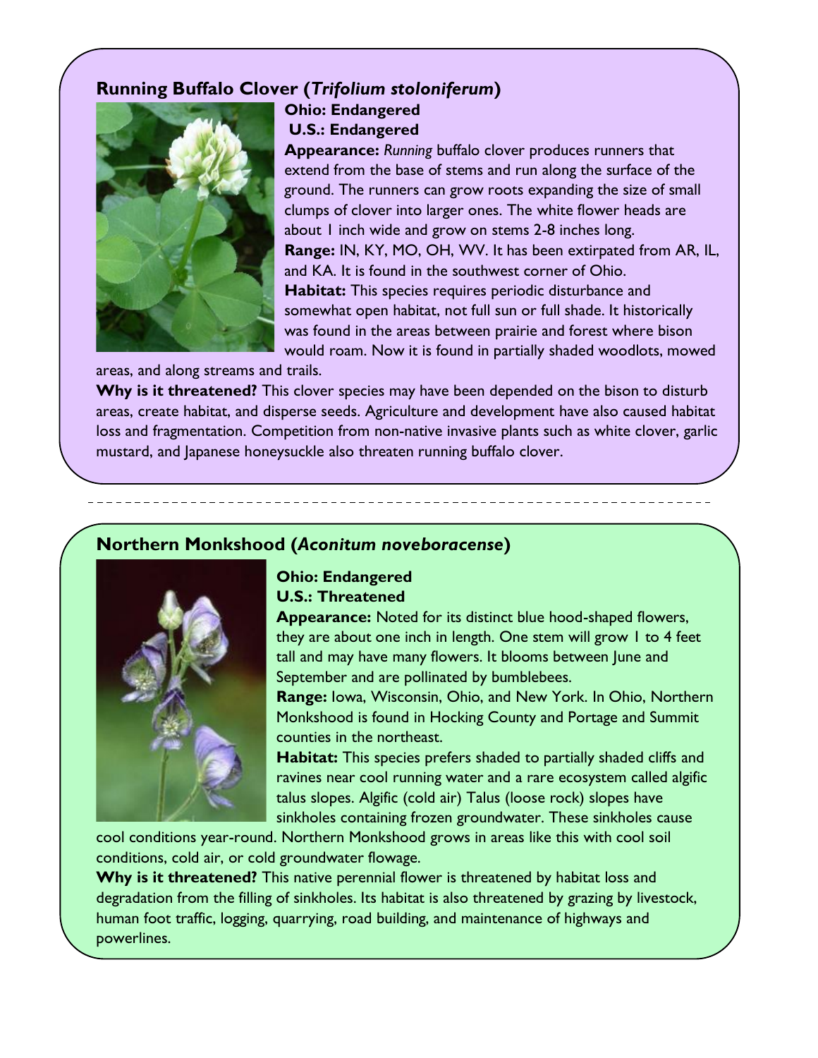## Running Buffalo Clover (*Trifolium stoloniferum*)

**Ohio: Endangered**
**U.S.: Endangered**

**Appearance:** *Running* buffalo clover produces runners that extend from the base of stems and run along the surface of the ground. The runners can grow roots expanding the size of small clumps of clover into larger ones. The white flower heads are about 1 inch wide and grow on stems 2-8 inches long.

**Range:** IN, KY, MO, OH, WV. It has been extirpated from AR, IL, and KA. It is found in the southwest corner of Ohio.

**Habitat:** This species requires periodic disturbance and somewhat open habitat, not full sun or full shade. It historically was found in the areas between prairie and forest where bison would roam. Now it is found in partially shaded woodlots, mowed areas, and along streams and trails.

**Why is it threatened?** This clover species may have been depended on the bison to disturb areas, create habitat, and disperse seeds. Agriculture and development have also caused habitat loss and fragmentation. Competition from non-native invasive plants such as white clover, garlic mustard, and Japanese honeysuckle also threaten running buffalo clover.

## Northern Monkshood (*Aconitum noveboracense*)

**Ohio: Endangered**
**U.S.: Threatened**

**Appearance:** Noted for its distinct blue hood-shaped flowers, they are about one inch in length. One stem will grow 1 to 4 feet tall and may have many flowers. It blooms between June and September and are pollinated by bumblebees.

**Range:** Iowa, Wisconsin, Ohio, and New York. In Ohio, Northern Monkshood is found in Hocking County and Portage and Summit counties in the northeast.

**Habitat:** This species prefers shaded to partially shaded cliffs and ravines near cool running water and a rare ecosystem called algific talus slopes. Algific (cold air) Talus (loose rock) slopes have sinkholes containing frozen groundwater. These sinkholes cause cool conditions year-round. Northern Monkshood grows in areas like this with cool soil conditions, cold air, or cold groundwater flowage.

**Why is it threatened?** This native perennial flower is threatened by habitat loss and degradation from the filling of sinkholes. Its habitat is also threatened by grazing by livestock, human foot traffic, logging, quarrying, road building, and maintenance of highways and powerlines.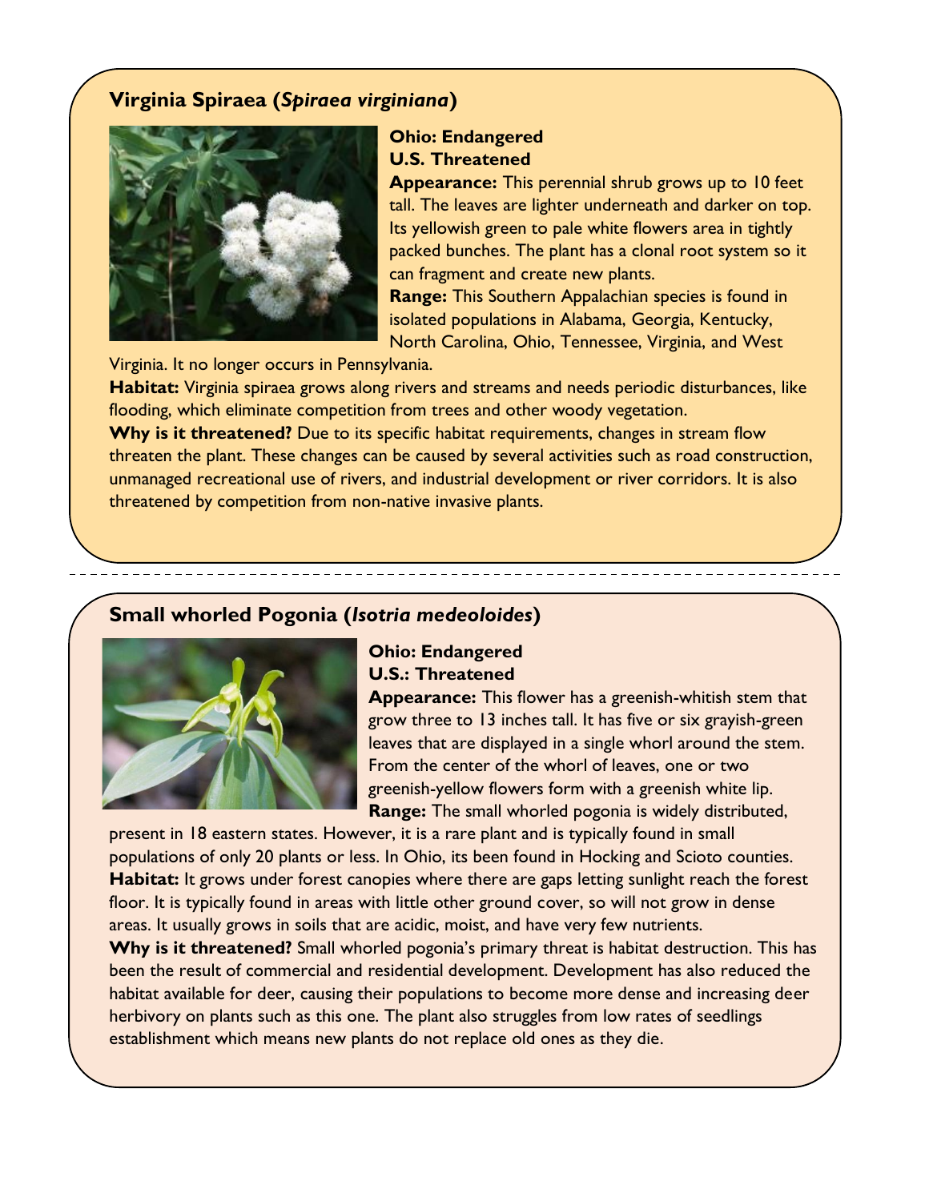## Virginia Spiraea (*Spiraea virginiana*)

**Ohio: Endangered**
**U.S. Threatened**

**Appearance:** This perennial shrub grows up to 10 feet tall. The leaves are lighter underneath and darker on top. Its yellowish green to pale white flowers area in tightly packed bunches. The plant has a clonal root system so it can fragment and create new plants.

**Range:** This Southern Appalachian species is found in isolated populations in Alabama, Georgia, Kentucky, North Carolina, Ohio, Tennessee, Virginia, and West Virginia. It no longer occurs in Pennsylvania.

**Habitat:** Virginia spiraea grows along rivers and streams and needs periodic disturbances, like flooding, which eliminate competition from trees and other woody vegetation.

**Why is it threatened?** Due to its specific habitat requirements, changes in stream flow threaten the plant. These changes can be caused by several activities such as road construction, unmanaged recreational use of rivers, and industrial development or river corridors. It is also threatened by competition from non-native invasive plants.

---

## Small whorled Pogonia (*Isotria medeoloides*)

**Ohio: Endangered**
**U.S.: Threatened**

**Appearance:** This flower has a greenish-whitish stem that grow three to 13 inches tall. It has five or six grayish-green leaves that are displayed in a single whorl around the stem. From the center of the whorl of leaves, one or two greenish-yellow flowers form with a greenish white lip.

**Range:** The small whorled pogonia is widely distributed, present in 18 eastern states. However, it is a rare plant and is typically found in small populations of only 20 plants or less. In Ohio, its been found in Hocking and Scioto counties.

**Habitat:** It grows under forest canopies where there are gaps letting sunlight reach the forest floor. It is typically found in areas with little other ground cover, so will not grow in dense areas. It usually grows in soils that are acidic, moist, and have very few nutrients.

**Why is it threatened?** Small whorled pogonia's primary threat is habitat destruction. This has been the result of commercial and residential development. Development has also reduced the habitat available for deer, causing their populations to become more dense and increasing deer herbivory on plants such as this one. The plant also struggles from low rates of seedlings establishment which means new plants do not replace old ones as they die.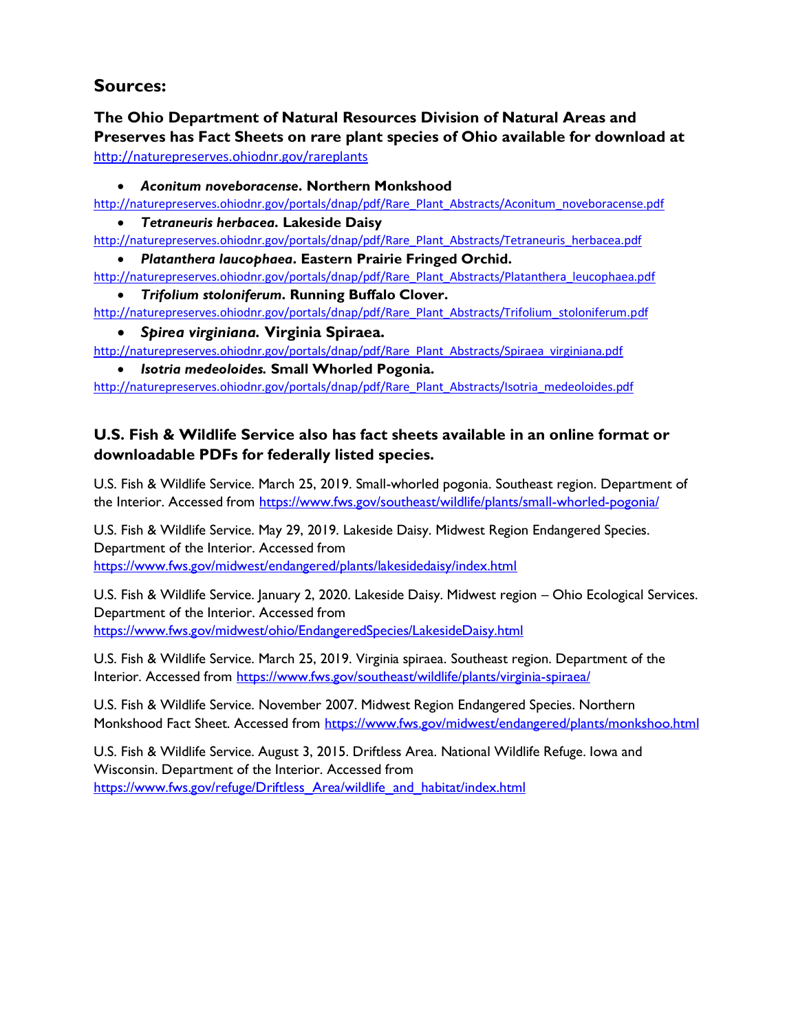## Sources:

**The Ohio Department of Natural Resources Division of Natural Areas and Preserves has Fact Sheets on rare plant species of Ohio available for download at** http://naturepreserves.ohiodnr.gov/rareplants

- ***Aconitum noveboracense*. Northern Monkshood**

http://naturepreserves.ohiodnr.gov/portals/dnap/pdf/Rare_Plant_Abstracts/Aconitum_noveboracense.pdf

- ***Tetraneuris herbacea*. Lakeside Daisy**

http://naturepreserves.ohiodnr.gov/portals/dnap/pdf/Rare_Plant_Abstracts/Tetraneuris_herbacea.pdf

- ***Platanthera laucophaea*. Eastern Prairie Fringed Orchid.**

http://naturepreserves.ohiodnr.gov/portals/dnap/pdf/Rare_Plant_Abstracts/Platanthera_leucophaea.pdf

- ***Trifolium stoloniferum*. Running Buffalo Clover.**

http://naturepreserves.ohiodnr.gov/portals/dnap/pdf/Rare_Plant_Abstracts/Trifolium_stoloniferum.pdf

- ***Spirea virginiana*. Virginia Spiraea.**

http://naturepreserves.ohiodnr.gov/portals/dnap/pdf/Rare_Plant_Abstracts/Spiraea_virginiana.pdf

- ***Isotria medeoloides*. Small Whorled Pogonia.**

http://naturepreserves.ohiodnr.gov/portals/dnap/pdf/Rare_Plant_Abstracts/Isotria_medeoloides.pdf

**U.S. Fish & Wildlife Service also has fact sheets available in an online format or downloadable PDFs for federally listed species.**

U.S. Fish & Wildlife Service. March 25, 2019. Small-whorled pogonia. Southeast region. Department of the Interior. Accessed from https://www.fws.gov/southeast/wildlife/plants/small-whorled-pogonia/

U.S. Fish & Wildlife Service. May 29, 2019. Lakeside Daisy. Midwest Region Endangered Species. Department of the Interior. Accessed from https://www.fws.gov/midwest/endangered/plants/lakesidedaisy/index.html

U.S. Fish & Wildlife Service. January 2, 2020. Lakeside Daisy. Midwest region – Ohio Ecological Services. Department of the Interior. Accessed from https://www.fws.gov/midwest/ohio/EndangeredSpecies/LakesideDaisy.html

U.S. Fish & Wildlife Service. March 25, 2019. Virginia spiraea. Southeast region. Department of the Interior. Accessed from https://www.fws.gov/southeast/wildlife/plants/virginia-spiraea/

U.S. Fish & Wildlife Service. November 2007. Midwest Region Endangered Species. Northern Monkshood Fact Sheet. Accessed from https://www.fws.gov/midwest/endangered/plants/monkshoo.html

U.S. Fish & Wildlife Service. August 3, 2015. Driftless Area. National Wildlife Refuge. Iowa and Wisconsin. Department of the Interior. Accessed from https://www.fws.gov/refuge/Driftless_Area/wildlife_and_habitat/index.html